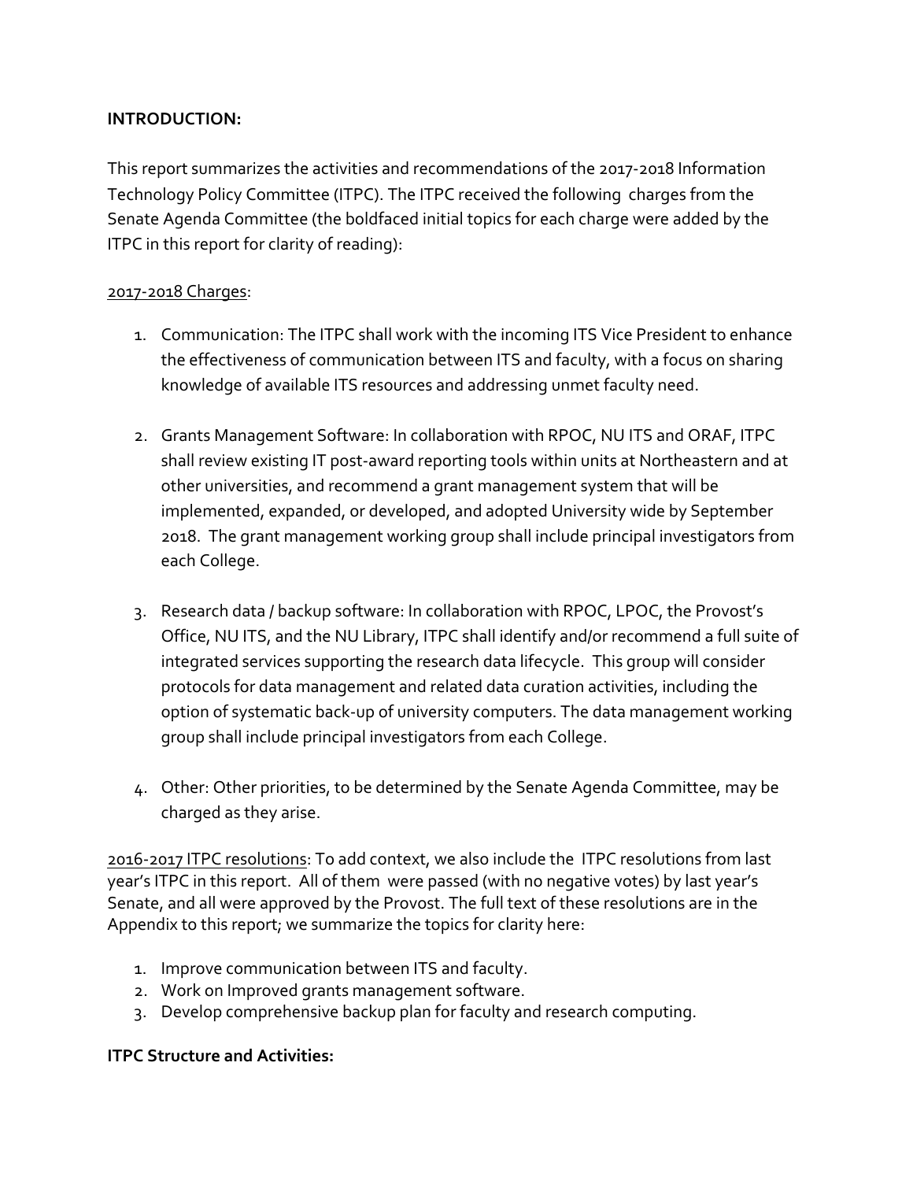**INTRODUCTION:**

This report summarizes the activities and recommendations of the 2017-2018 Information Technology Policy Committee (ITPC). The ITPC received the following charges from the Senate Agenda Committee (the boldfaced initial topics for each charge were added by the ITPC in this report for clarity of reading):

<u>2017-2018 Charges</u>:

1. Communication: The ITPC shall work with the incoming ITS Vice President to enhance the effectiveness of communication between ITS and faculty, with a focus on sharing knowledge of available ITS resources and addressing unmet faculty need.

2. Grants Management Software: In collaboration with RPOC, NU ITS and ORAF, ITPC shall review existing IT post-award reporting tools within units at Northeastern and at other universities, and recommend a grant management system that will be implemented, expanded, or developed, and adopted University wide by September 2018. The grant management working group shall include principal investigators from each College.

3. Research data / backup software: In collaboration with RPOC, LPOC, the Provost's Office, NU ITS, and the NU Library, ITPC shall identify and/or recommend a full suite of integrated services supporting the research data lifecycle. This group will consider protocols for data management and related data curation activities, including the option of systematic back-up of university computers. The data management working group shall include principal investigators from each College.

4. Other: Other priorities, to be determined by the Senate Agenda Committee, may be charged as they arise.

<u>2016-2017 ITPC resolutions</u>: To add context, we also include the ITPC resolutions from last year's ITPC in this report. All of them were passed (with no negative votes) by last year's Senate, and all were approved by the Provost. The full text of these resolutions are in the Appendix to this report; we summarize the topics for clarity here:

1. Improve communication between ITS and faculty.
2. Work on Improved grants management software.
3. Develop comprehensive backup plan for faculty and research computing.

**ITPC Structure and Activities:**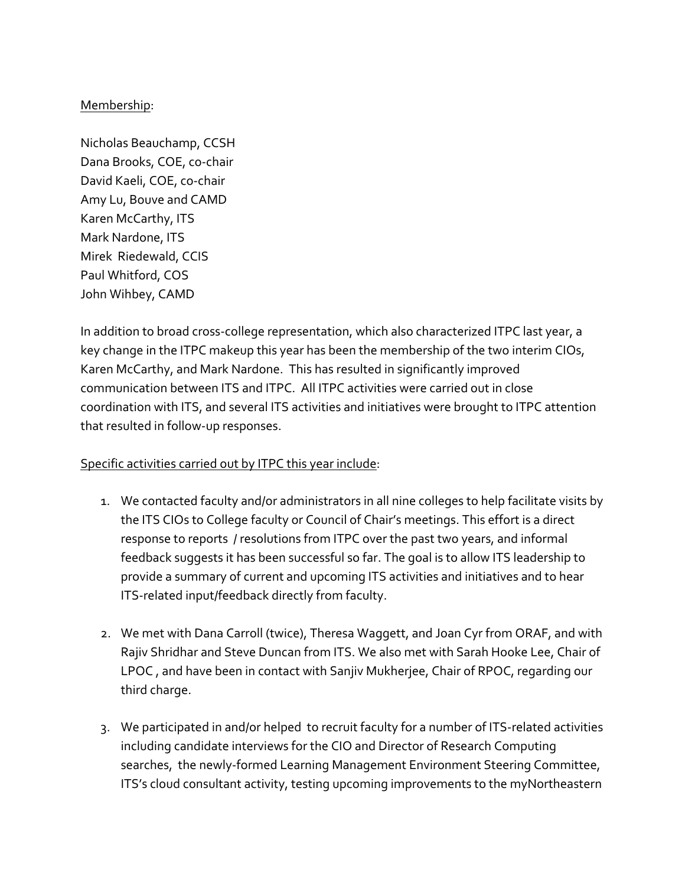Membership:

Nicholas Beauchamp, CCSH
Dana Brooks, COE, co-chair
David Kaeli, COE, co-chair
Amy Lu, Bouve and CAMD
Karen McCarthy, ITS
Mark Nardone, ITS
Mirek Riedewald, CCIS
Paul Whitford, COS
John Wihbey, CAMD

In addition to broad cross-college representation, which also characterized ITPC last year, a key change in the ITPC makeup this year has been the membership of the two interim CIOs, Karen McCarthy, and Mark Nardone. This has resulted in significantly improved communication between ITS and ITPC. All ITPC activities were carried out in close coordination with ITS, and several ITS activities and initiatives were brought to ITPC attention that resulted in follow-up responses.

Specific activities carried out by ITPC this year include:

1. We contacted faculty and/or administrators in all nine colleges to help facilitate visits by the ITS CIOs to College faculty or Council of Chair's meetings. This effort is a direct response to reports / resolutions from ITPC over the past two years, and informal feedback suggests it has been successful so far. The goal is to allow ITS leadership to provide a summary of current and upcoming ITS activities and initiatives and to hear ITS-related input/feedback directly from faculty.

2. We met with Dana Carroll (twice), Theresa Waggett, and Joan Cyr from ORAF, and with Rajiv Shridhar and Steve Duncan from ITS. We also met with Sarah Hooke Lee, Chair of LPOC , and have been in contact with Sanjiv Mukherjee, Chair of RPOC, regarding our third charge.

3. We participated in and/or helped to recruit faculty for a number of ITS-related activities including candidate interviews for the CIO and Director of Research Computing searches, the newly-formed Learning Management Environment Steering Committee, ITS's cloud consultant activity, testing upcoming improvements to the myNortheastern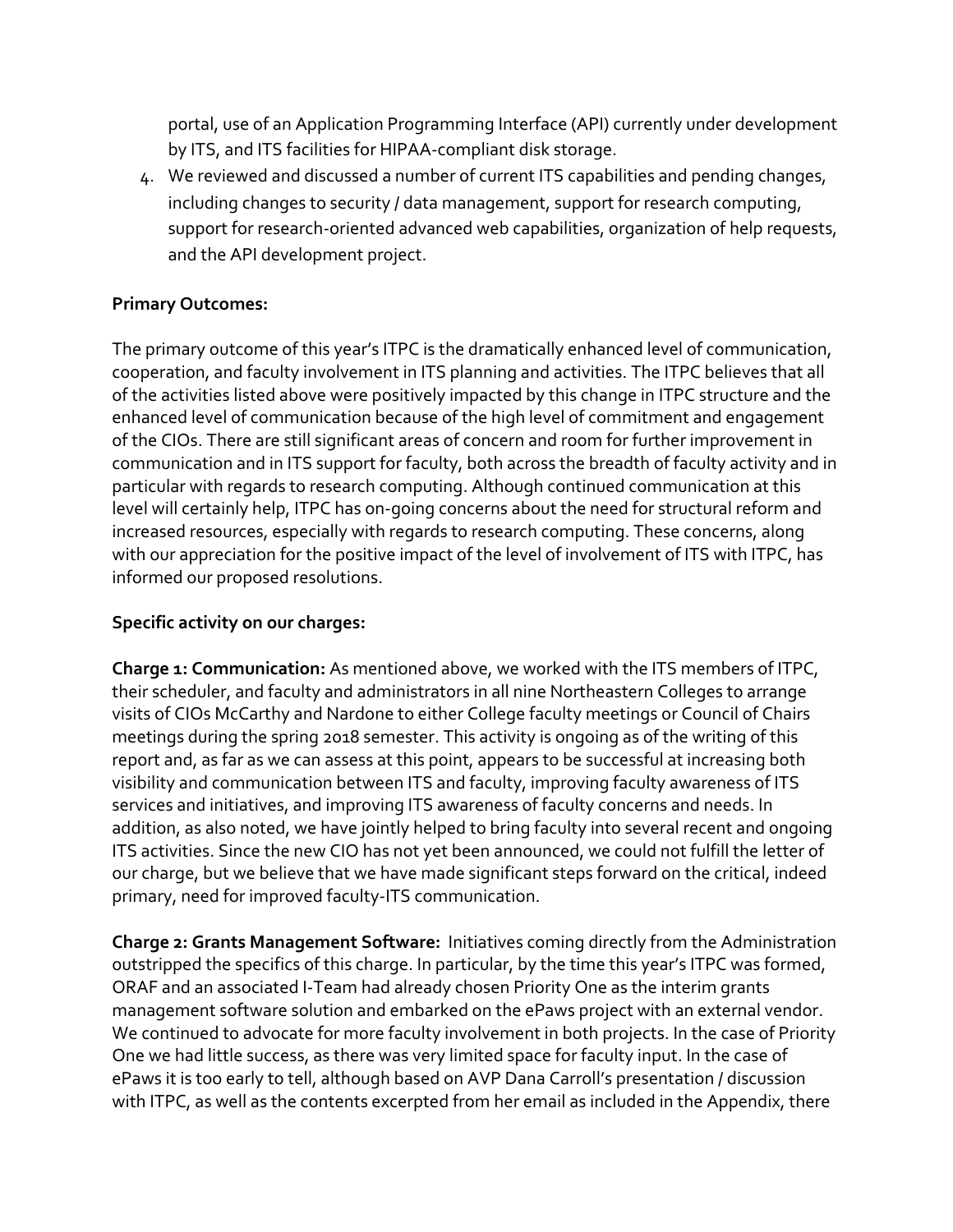portal, use of an Application Programming Interface (API) currently under development by ITS, and ITS facilities for HIPAA-compliant disk storage.

4. We reviewed and discussed a number of current ITS capabilities and pending changes, including changes to security / data management, support for research computing, support for research-oriented advanced web capabilities, organization of help requests, and the API development project.

**Primary Outcomes:**

The primary outcome of this year's ITPC is the dramatically enhanced level of communication, cooperation, and faculty involvement in ITS planning and activities. The ITPC believes that all of the activities listed above were positively impacted by this change in ITPC structure and the enhanced level of communication because of the high level of commitment and engagement of the CIOs. There are still significant areas of concern and room for further improvement in communication and in ITS support for faculty, both across the breadth of faculty activity and in particular with regards to research computing. Although continued communication at this level will certainly help, ITPC has on-going concerns about the need for structural reform and increased resources, especially with regards to research computing. These concerns, along with our appreciation for the positive impact of the level of involvement of ITS with ITPC, has informed our proposed resolutions.

**Specific activity on our charges:**

**Charge 1: Communication:** As mentioned above, we worked with the ITS members of ITPC, their scheduler, and faculty and administrators in all nine Northeastern Colleges to arrange visits of CIOs McCarthy and Nardone to either College faculty meetings or Council of Chairs meetings during the spring 2018 semester. This activity is ongoing as of the writing of this report and, as far as we can assess at this point, appears to be successful at increasing both visibility and communication between ITS and faculty, improving faculty awareness of ITS services and initiatives, and improving ITS awareness of faculty concerns and needs. In addition, as also noted, we have jointly helped to bring faculty into several recent and ongoing ITS activities. Since the new CIO has not yet been announced, we could not fulfill the letter of our charge, but we believe that we have made significant steps forward on the critical, indeed primary, need for improved faculty-ITS communication.

**Charge 2: Grants Management Software:** Initiatives coming directly from the Administration outstripped the specifics of this charge. In particular, by the time this year's ITPC was formed, ORAF and an associated I-Team had already chosen Priority One as the interim grants management software solution and embarked on the ePaws project with an external vendor. We continued to advocate for more faculty involvement in both projects. In the case of Priority One we had little success, as there was very limited space for faculty input. In the case of ePaws it is too early to tell, although based on AVP Dana Carroll's presentation / discussion with ITPC, as well as the contents excerpted from her email as included in the Appendix, there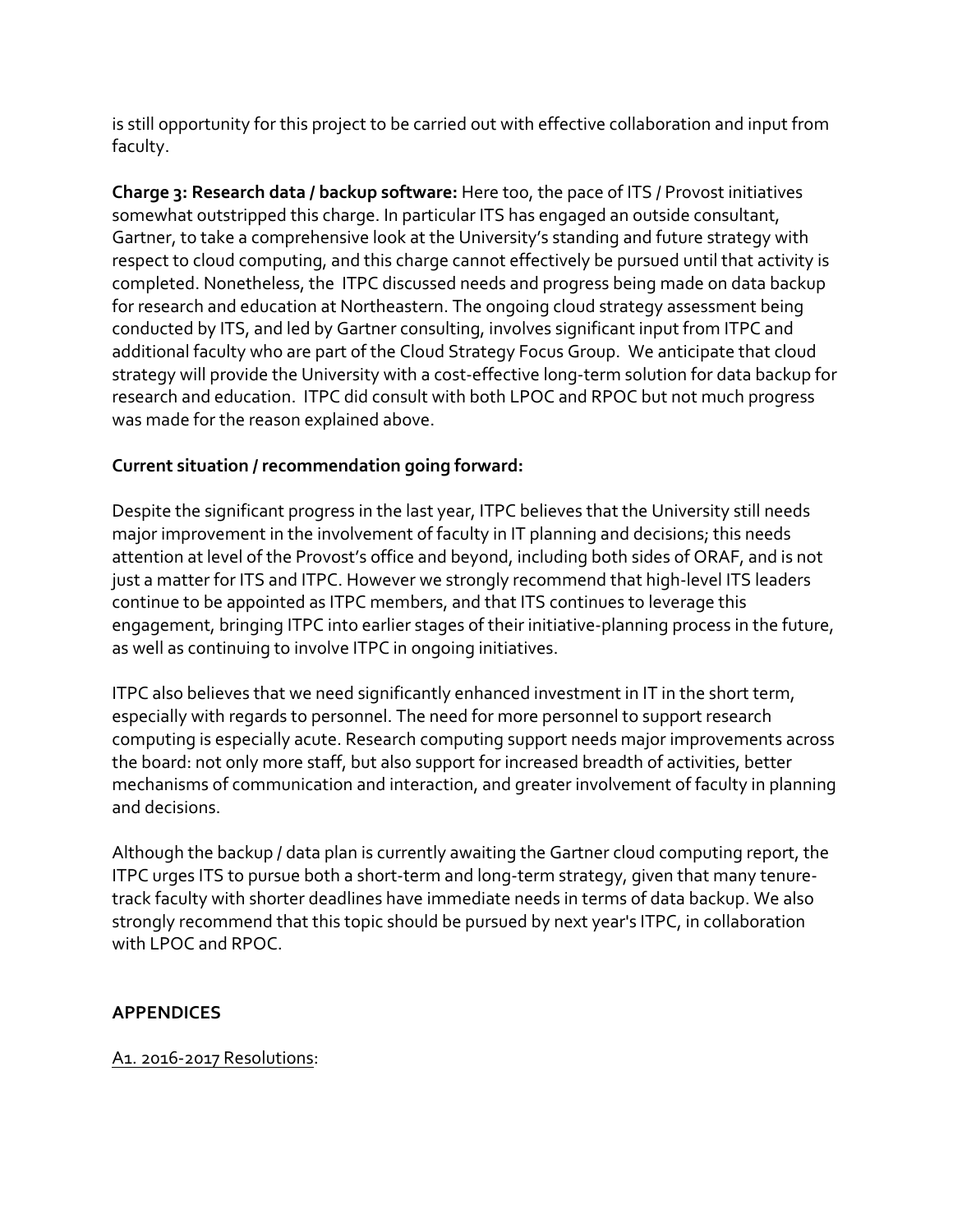is still opportunity for this project to be carried out with effective collaboration and input from faculty.

**Charge 3: Research data / backup software:** Here too, the pace of ITS / Provost initiatives somewhat outstripped this charge. In particular ITS has engaged an outside consultant, Gartner, to take a comprehensive look at the University's standing and future strategy with respect to cloud computing, and this charge cannot effectively be pursued until that activity is completed. Nonetheless, the ITPC discussed needs and progress being made on data backup for research and education at Northeastern. The ongoing cloud strategy assessment being conducted by ITS, and led by Gartner consulting, involves significant input from ITPC and additional faculty who are part of the Cloud Strategy Focus Group. We anticipate that cloud strategy will provide the University with a cost-effective long-term solution for data backup for research and education. ITPC did consult with both LPOC and RPOC but not much progress was made for the reason explained above.

**Current situation / recommendation going forward:**

Despite the significant progress in the last year, ITPC believes that the University still needs major improvement in the involvement of faculty in IT planning and decisions; this needs attention at level of the Provost's office and beyond, including both sides of ORAF, and is not just a matter for ITS and ITPC. However we strongly recommend that high-level ITS leaders continue to be appointed as ITPC members, and that ITS continues to leverage this engagement, bringing ITPC into earlier stages of their initiative-planning process in the future, as well as continuing to involve ITPC in ongoing initiatives.

ITPC also believes that we need significantly enhanced investment in IT in the short term, especially with regards to personnel. The need for more personnel to support research computing is especially acute. Research computing support needs major improvements across the board: not only more staff, but also support for increased breadth of activities, better mechanisms of communication and interaction, and greater involvement of faculty in planning and decisions.

Although the backup / data plan is currently awaiting the Gartner cloud computing report, the ITPC urges ITS to pursue both a short-term and long-term strategy, given that many tenure-track faculty with shorter deadlines have immediate needs in terms of data backup. We also strongly recommend that this topic should be pursued by next year's ITPC, in collaboration with LPOC and RPOC.

**APPENDICES**

A1. 2016-2017 Resolutions: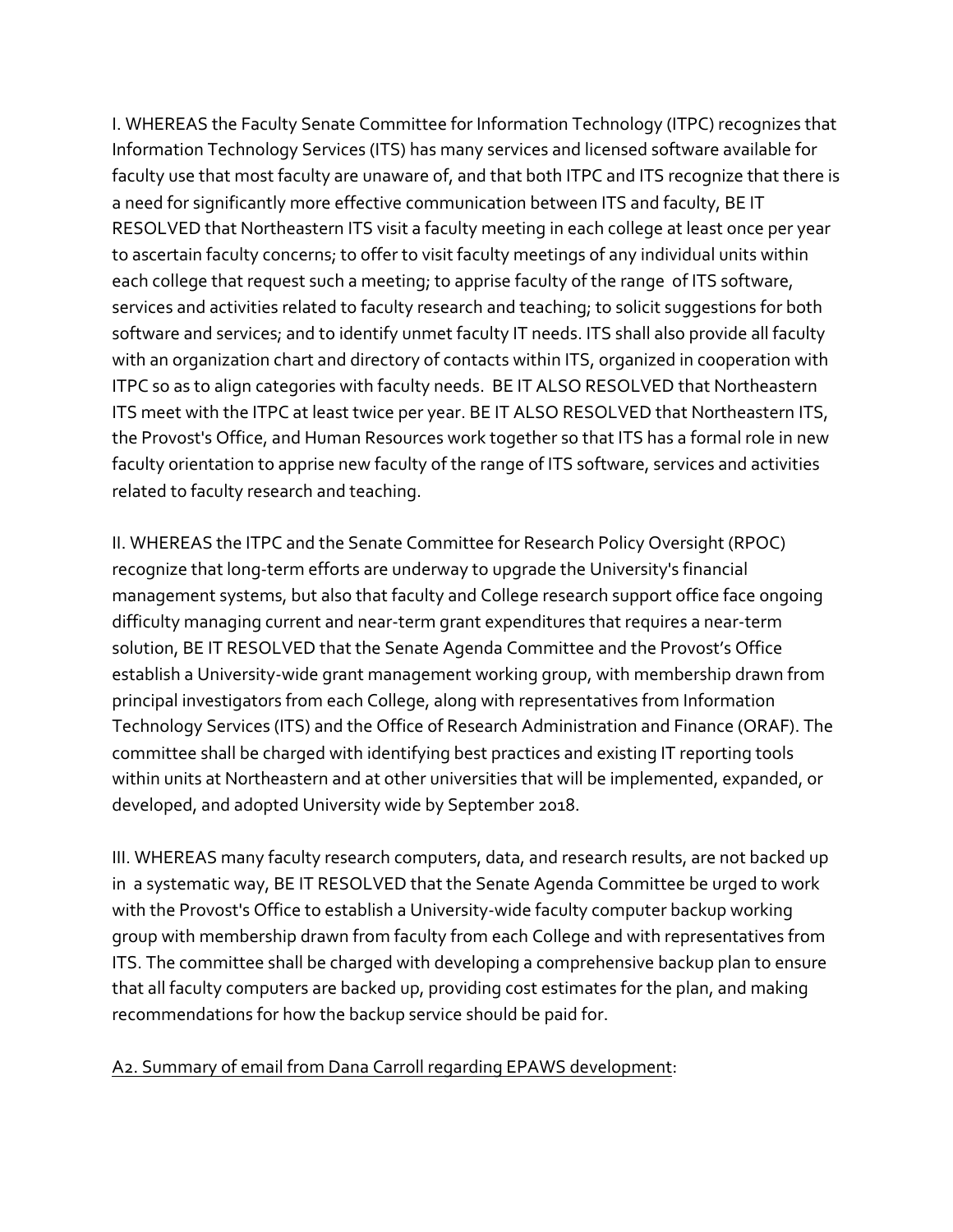I. WHEREAS the Faculty Senate Committee for Information Technology (ITPC) recognizes that Information Technology Services (ITS) has many services and licensed software available for faculty use that most faculty are unaware of, and that both ITPC and ITS recognize that there is a need for significantly more effective communication between ITS and faculty, BE IT RESOLVED that Northeastern ITS visit a faculty meeting in each college at least once per year to ascertain faculty concerns; to offer to visit faculty meetings of any individual units within each college that request such a meeting; to apprise faculty of the range of ITS software, services and activities related to faculty research and teaching; to solicit suggestions for both software and services; and to identify unmet faculty IT needs. ITS shall also provide all faculty with an organization chart and directory of contacts within ITS, organized in cooperation with ITPC so as to align categories with faculty needs. BE IT ALSO RESOLVED that Northeastern ITS meet with the ITPC at least twice per year. BE IT ALSO RESOLVED that Northeastern ITS, the Provost's Office, and Human Resources work together so that ITS has a formal role in new faculty orientation to apprise new faculty of the range of ITS software, services and activities related to faculty research and teaching.

II. WHEREAS the ITPC and the Senate Committee for Research Policy Oversight (RPOC) recognize that long-term efforts are underway to upgrade the University's financial management systems, but also that faculty and College research support office face ongoing difficulty managing current and near-term grant expenditures that requires a near-term solution, BE IT RESOLVED that the Senate Agenda Committee and the Provost's Office establish a University-wide grant management working group, with membership drawn from principal investigators from each College, along with representatives from Information Technology Services (ITS) and the Office of Research Administration and Finance (ORAF). The committee shall be charged with identifying best practices and existing IT reporting tools within units at Northeastern and at other universities that will be implemented, expanded, or developed, and adopted University wide by September 2018.

III. WHEREAS many faculty research computers, data, and research results, are not backed up in a systematic way, BE IT RESOLVED that the Senate Agenda Committee be urged to work with the Provost's Office to establish a University-wide faculty computer backup working group with membership drawn from faculty from each College and with representatives from ITS. The committee shall be charged with developing a comprehensive backup plan to ensure that all faculty computers are backed up, providing cost estimates for the plan, and making recommendations for how the backup service should be paid for.

<u>A2. Summary of email from Dana Carroll regarding EPAWS development</u>: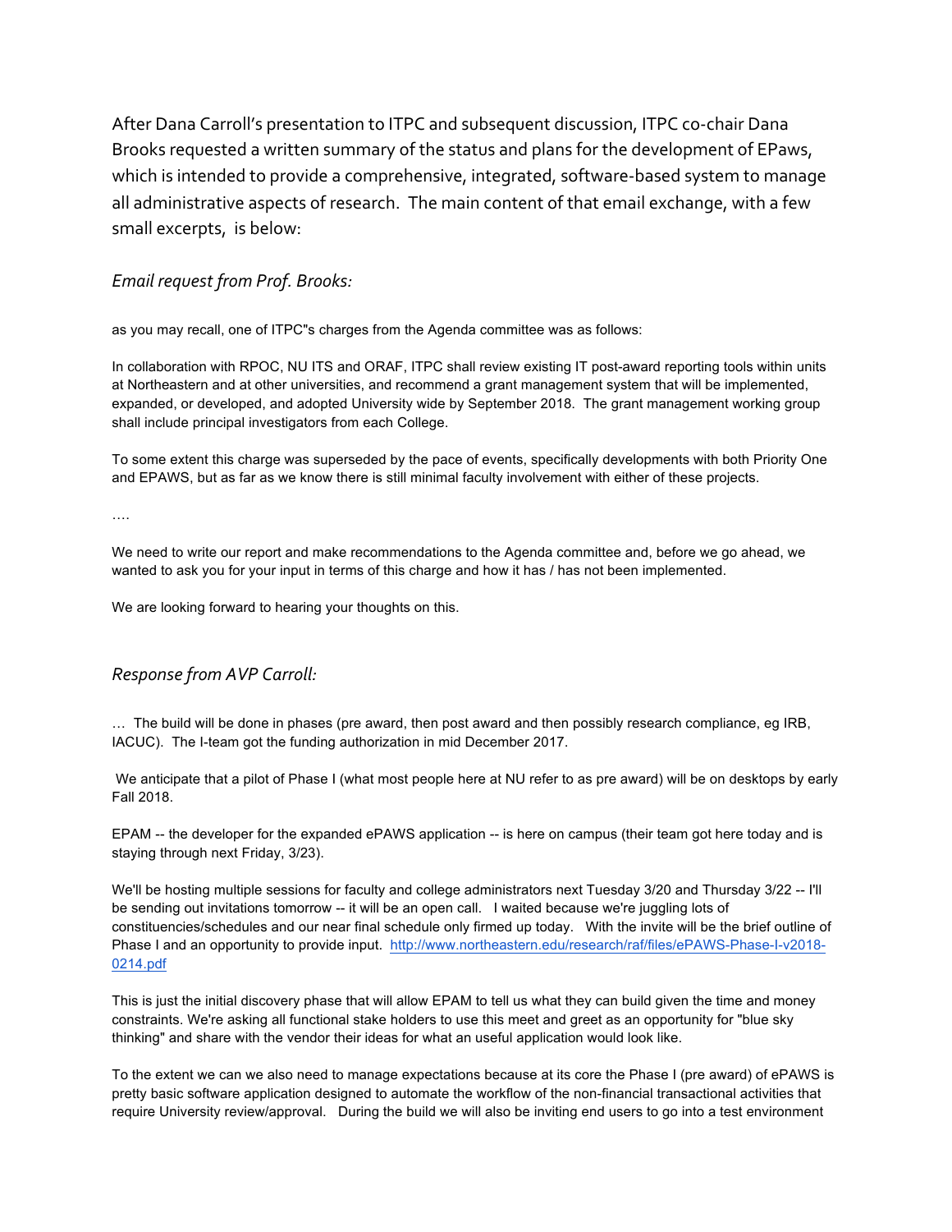After Dana Carroll's presentation to ITPC and subsequent discussion, ITPC co-chair Dana Brooks requested a written summary of the status and plans for the development of EPaws, which is intended to provide a comprehensive, integrated, software-based system to manage all administrative aspects of research. The main content of that email exchange, with a few small excerpts, is below:

*Email request from Prof. Brooks:*

as you may recall, one of ITPC"s charges from the Agenda committee was as follows:

In collaboration with RPOC, NU ITS and ORAF, ITPC shall review existing IT post-award reporting tools within units at Northeastern and at other universities, and recommend a grant management system that will be implemented, expanded, or developed, and adopted University wide by September 2018. The grant management working group shall include principal investigators from each College.

To some extent this charge was superseded by the pace of events, specifically developments with both Priority One and EPAWS, but as far as we know there is still minimal faculty involvement with either of these projects.

….

We need to write our report and make recommendations to the Agenda committee and, before we go ahead, we wanted to ask you for your input in terms of this charge and how it has / has not been implemented.

We are looking forward to hearing your thoughts on this.

*Response from AVP Carroll:*

… The build will be done in phases (pre award, then post award and then possibly research compliance, eg IRB, IACUC). The I-team got the funding authorization in mid December 2017.

We anticipate that a pilot of Phase I (what most people here at NU refer to as pre award) will be on desktops by early Fall 2018.

EPAM -- the developer for the expanded ePAWS application -- is here on campus (their team got here today and is staying through next Friday, 3/23).

We'll be hosting multiple sessions for faculty and college administrators next Tuesday 3/20 and Thursday 3/22 -- I'll be sending out invitations tomorrow -- it will be an open call. I waited because we're juggling lots of constituencies/schedules and our near final schedule only firmed up today. With the invite will be the brief outline of Phase I and an opportunity to provide input. [http://www.northeastern.edu/research/raf/files/ePAWS-Phase-I-v2018-0214.pdf](http://www.northeastern.edu/research/raf/files/ePAWS-Phase-I-v2018-0214.pdf)

This is just the initial discovery phase that will allow EPAM to tell us what they can build given the time and money constraints. We're asking all functional stake holders to use this meet and greet as an opportunity for "blue sky thinking" and share with the vendor their ideas for what an useful application would look like.

To the extent we can we also need to manage expectations because at its core the Phase I (pre award) of ePAWS is pretty basic software application designed to automate the workflow of the non-financial transactional activities that require University review/approval. During the build we will also be inviting end users to go into a test environment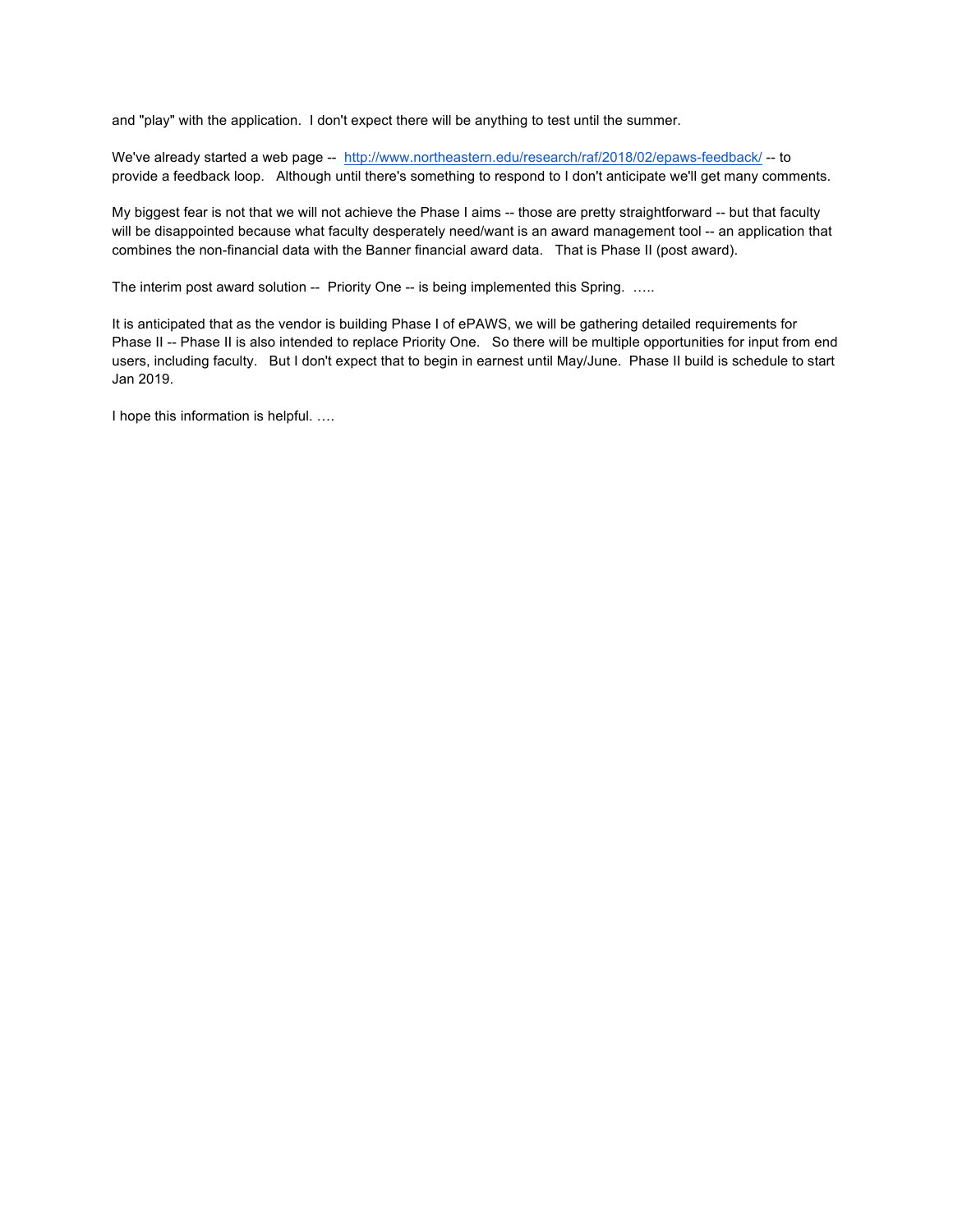and "play" with the application.  I don't expect there will be anything to test until the summer.

We've already started a web page -- http://www.northeastern.edu/research/raf/2018/02/epaws-feedback/ -- to provide a feedback loop.   Although until there's something to respond to I don't anticipate we'll get many comments.

My biggest fear is not that we will not achieve the Phase I aims -- those are pretty straightforward -- but that faculty will be disappointed because what faculty desperately need/want is an award management tool -- an application that combines the non-financial data with the Banner financial award data.   That is Phase II (post award).

The interim post award solution --  Priority One -- is being implemented this Spring.  …..

It is anticipated that as the vendor is building Phase I of ePAWS, we will be gathering detailed requirements for Phase II -- Phase II is also intended to replace Priority One.   So there will be multiple opportunities for input from end users, including faculty.   But I don't expect that to begin in earnest until May/June.  Phase II build is schedule to start Jan 2019.

I hope this information is helpful. ….